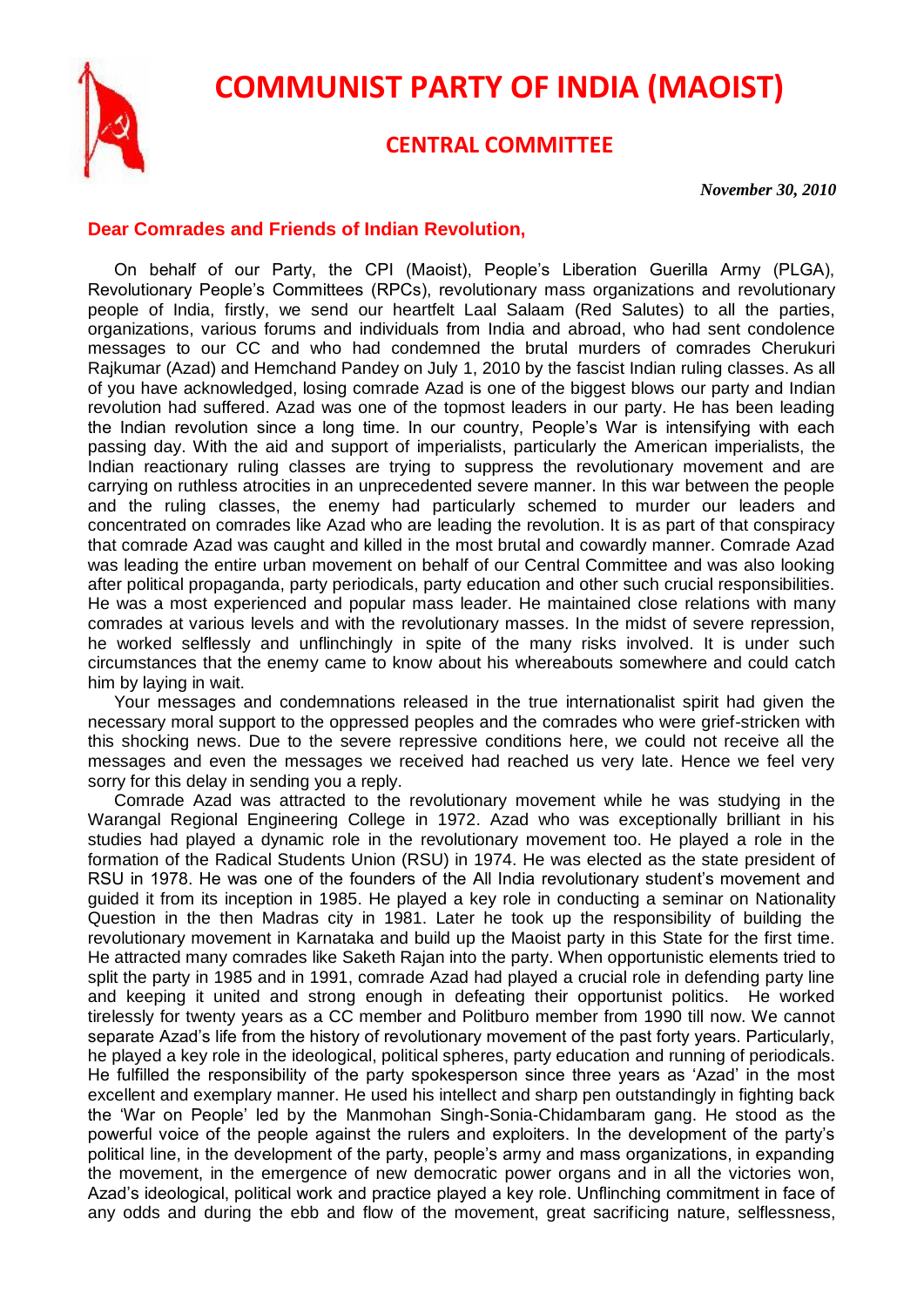# COMMUNIST PARTY OF INDIA (MAOIST)

## CENTRAL COMMITTEE

***November 30, 2010***

**Dear Comrades and Friends of Indian Revolution,**

On behalf of our Party, the CPI (Maoist), People's Liberation Guerilla Army (PLGA), Revolutionary People's Committees (RPCs), revolutionary mass organizations and revolutionary people of India, firstly, we send our heartfelt Laal Salaam (Red Salutes) to all the parties, organizations, various forums and individuals from India and abroad, who had sent condolence messages to our CC and who had condemned the brutal murders of comrades Cherukuri Rajkumar (Azad) and Hemchand Pandey on July 1, 2010 by the fascist Indian ruling classes. As all of you have acknowledged, losing comrade Azad is one of the biggest blows our party and Indian revolution had suffered. Azad was one of the topmost leaders in our party. He has been leading the Indian revolution since a long time. In our country, People's War is intensifying with each passing day. With the aid and support of imperialists, particularly the American imperialists, the Indian reactionary ruling classes are trying to suppress the revolutionary movement and are carrying on ruthless atrocities in an unprecedented severe manner. In this war between the people and the ruling classes, the enemy had particularly schemed to murder our leaders and concentrated on comrades like Azad who are leading the revolution. It is as part of that conspiracy that comrade Azad was caught and killed in the most brutal and cowardly manner. Comrade Azad was leading the entire urban movement on behalf of our Central Committee and was also looking after political propaganda, party periodicals, party education and other such crucial responsibilities. He was a most experienced and popular mass leader. He maintained close relations with many comrades at various levels and with the revolutionary masses. In the midst of severe repression, he worked selflessly and unflinchingly in spite of the many risks involved. It is under such circumstances that the enemy came to know about his whereabouts somewhere and could catch him by laying in wait.

Your messages and condemnations released in the true internationalist spirit had given the necessary moral support to the oppressed peoples and the comrades who were grief-stricken with this shocking news. Due to the severe repressive conditions here, we could not receive all the messages and even the messages we received had reached us very late. Hence we feel very sorry for this delay in sending you a reply.

Comrade Azad was attracted to the revolutionary movement while he was studying in the Warangal Regional Engineering College in 1972. Azad who was exceptionally brilliant in his studies had played a dynamic role in the revolutionary movement too. He played a role in the formation of the Radical Students Union (RSU) in 1974. He was elected as the state president of RSU in 1978. He was one of the founders of the All India revolutionary student's movement and guided it from its inception in 1985. He played a key role in conducting a seminar on Nationality Question in the then Madras city in 1981. Later he took up the responsibility of building the revolutionary movement in Karnataka and build up the Maoist party in this State for the first time. He attracted many comrades like Saketh Rajan into the party. When opportunistic elements tried to split the party in 1985 and in 1991, comrade Azad had played a crucial role in defending party line and keeping it united and strong enough in defeating their opportunist politics. He worked tirelessly for twenty years as a CC member and Politburo member from 1990 till now. We cannot separate Azad's life from the history of revolutionary movement of the past forty years. Particularly, he played a key role in the ideological, political spheres, party education and running of periodicals. He fulfilled the responsibility of the party spokesperson since three years as 'Azad' in the most excellent and exemplary manner. He used his intellect and sharp pen outstandingly in fighting back the 'War on People' led by the Manmohan Singh-Sonia-Chidambaram gang. He stood as the powerful voice of the people against the rulers and exploiters. In the development of the party's political line, in the development of the party, people's army and mass organizations, in expanding the movement, in the emergence of new democratic power organs and in all the victories won, Azad's ideological, political work and practice played a key role. Unflinching commitment in face of any odds and during the ebb and flow of the movement, great sacrificing nature, selflessness,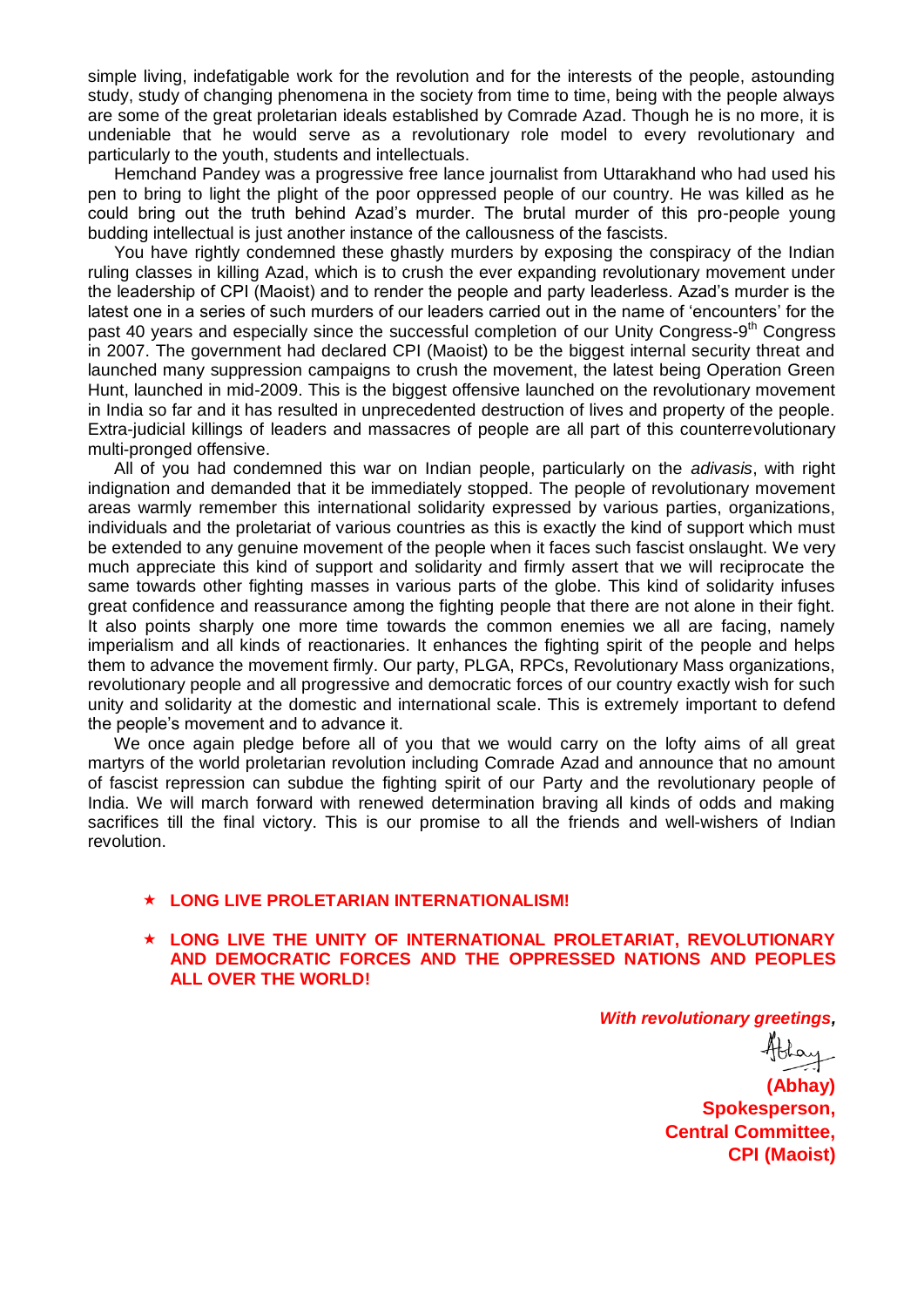simple living, indefatigable work for the revolution and for the interests of the people, astounding study, study of changing phenomena in the society from time to time, being with the people always are some of the great proletarian ideals established by Comrade Azad. Though he is no more, it is undeniable that he would serve as a revolutionary role model to every revolutionary and particularly to the youth, students and intellectuals.

Hemchand Pandey was a progressive free lance journalist from Uttarakhand who had used his pen to bring to light the plight of the poor oppressed people of our country. He was killed as he could bring out the truth behind Azad's murder. The brutal murder of this pro-people young budding intellectual is just another instance of the callousness of the fascists.

You have rightly condemned these ghastly murders by exposing the conspiracy of the Indian ruling classes in killing Azad, which is to crush the ever expanding revolutionary movement under the leadership of CPI (Maoist) and to render the people and party leaderless. Azad's murder is the latest one in a series of such murders of our leaders carried out in the name of 'encounters' for the past 40 years and especially since the successful completion of our Unity Congress-9th Congress in 2007. The government had declared CPI (Maoist) to be the biggest internal security threat and launched many suppression campaigns to crush the movement, the latest being Operation Green Hunt, launched in mid-2009. This is the biggest offensive launched on the revolutionary movement in India so far and it has resulted in unprecedented destruction of lives and property of the people. Extra-judicial killings of leaders and massacres of people are all part of this counterrevolutionary multi-pronged offensive.

All of you had condemned this war on Indian people, particularly on the *adivasis*, with right indignation and demanded that it be immediately stopped. The people of revolutionary movement areas warmly remember this international solidarity expressed by various parties, organizations, individuals and the proletariat of various countries as this is exactly the kind of support which must be extended to any genuine movement of the people when it faces such fascist onslaught. We very much appreciate this kind of support and solidarity and firmly assert that we will reciprocate the same towards other fighting masses in various parts of the globe. This kind of solidarity infuses great confidence and reassurance among the fighting people that there are not alone in their fight. It also points sharply one more time towards the common enemies we all are facing, namely imperialism and all kinds of reactionaries. It enhances the fighting spirit of the people and helps them to advance the movement firmly. Our party, PLGA, RPCs, Revolutionary Mass organizations, revolutionary people and all progressive and democratic forces of our country exactly wish for such unity and solidarity at the domestic and international scale. This is extremely important to defend the people's movement and to advance it.

We once again pledge before all of you that we would carry on the lofty aims of all great martyrs of the world proletarian revolution including Comrade Azad and announce that no amount of fascist repression can subdue the fighting spirit of our Party and the revolutionary people of India. We will march forward with renewed determination braving all kinds of odds and making sacrifices till the final victory. This is our promise to all the friends and well-wishers of Indian revolution.

- **LONG LIVE PROLETARIAN INTERNATIONALISM!**
- **LONG LIVE THE UNITY OF INTERNATIONAL PROLETARIAT, REVOLUTIONARY AND DEMOCRATIC FORCES AND THE OPPRESSED NATIONS AND PEOPLES ALL OVER THE WORLD!**

***With revolutionary greetings,***

Abhay

**(Abhay)**
**Spokesperson,**
**Central Committee,**
**CPI (Maoist)**